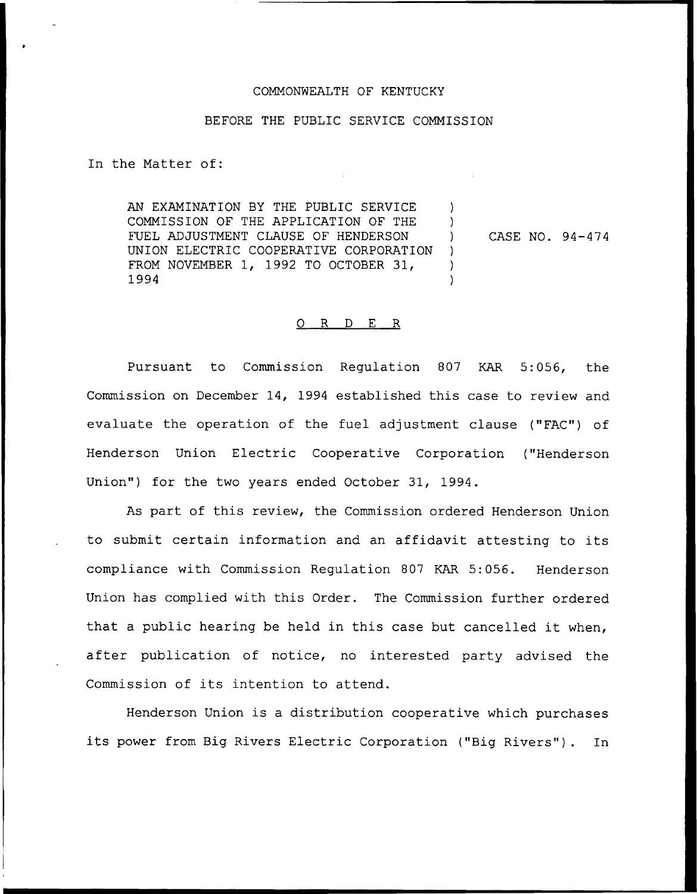COMMONWEALTH OF KENTUCKY

BEFORE THE PUBLIC SERVICE COMMISSION

In the Matter of:

AN EXAMINATION BY THE PUBLIC SERVICE COMMISSION OF THE APPLICATION OF THE FUEL ADJUSTMENT CLAUSE OF HENDERSON UNION ELECTRIC COOPERATIVE CORPORATION FROM NOVEMBER 1, 1992 TO OCTOBER 31, 1994 ) CASE NO. 94-474

## O R D E R

Pursuant to Commission Regulation 807 KAR 5:056, the Commission on December 14, 1994 established this case to review and evaluate the operation of the fuel adjustment clause ("FAC") of Henderson Union Electric Cooperative Corporation ("Henderson Union") for the two years ended October 31, 1994.

As part of this review, the Commission ordered Henderson Union to submit certain information and an affidavit attesting to its compliance with Commission Regulation 807 KAR 5:056. Henderson Union has complied with this Order. The Commission further ordered that a public hearing be held in this case but cancelled it when, after publication of notice, no interested party advised the Commission of its intention to attend.

Henderson Union is a distribution cooperative which purchases its power from Big Rivers Electric Corporation ("Big Rivers"). In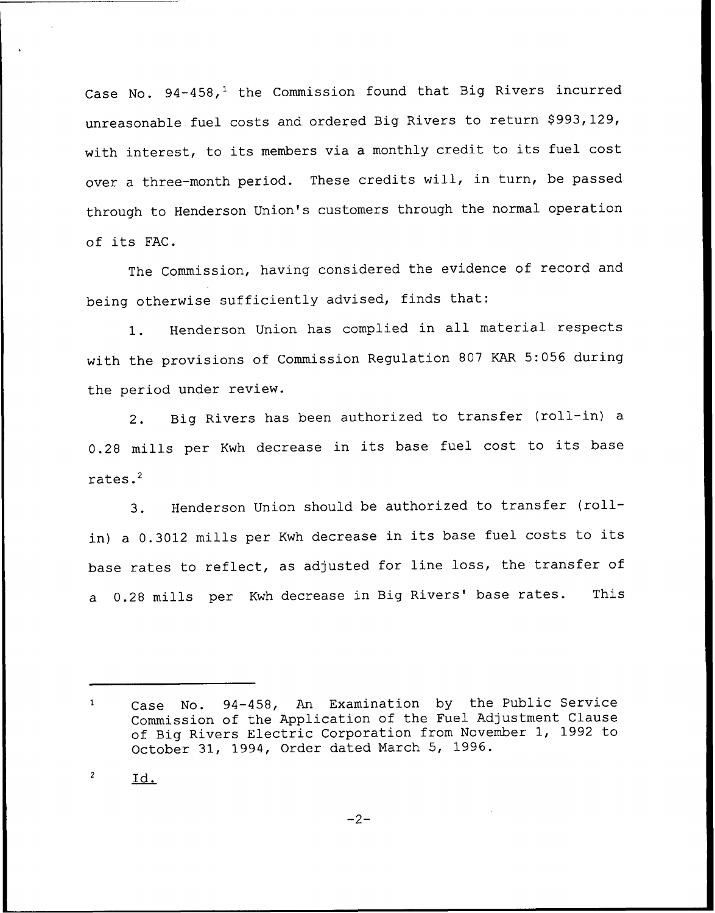Case No. 94-458,[1] the Commission found that Big Rivers incurred unreasonable fuel costs and ordered Big Rivers to return $993,129, with interest, to its members via a monthly credit to its fuel cost over a three-month period. These credits will, in turn, be passed through to Henderson Union's customers through the normal operation of its FAC.

The Commission, having considered the evidence of record and being otherwise sufficiently advised, finds that:

1. Henderson Union has complied in all material respects with the provisions of Commission Regulation 807 KAR 5:056 during the period under review.

2. Big Rivers has been authorized to transfer (roll-in) a 0.28 mills per Kwh decrease in its base fuel cost to its base rates.[2]

3. Henderson Union should be authorized to transfer (roll-in) a 0.3012 mills per Kwh decrease in its base fuel costs to its base rates to reflect, as adjusted for line loss, the transfer of a 0.28 mills per Kwh decrease in Big Rivers' base rates. This

---

[1] Case No. 94-458, An Examination by the Public Service Commission of the Application of the Fuel Adjustment Clause of Big Rivers Electric Corporation from November 1, 1992 to October 31, 1994, Order dated March 5, 1996.

[2] Id.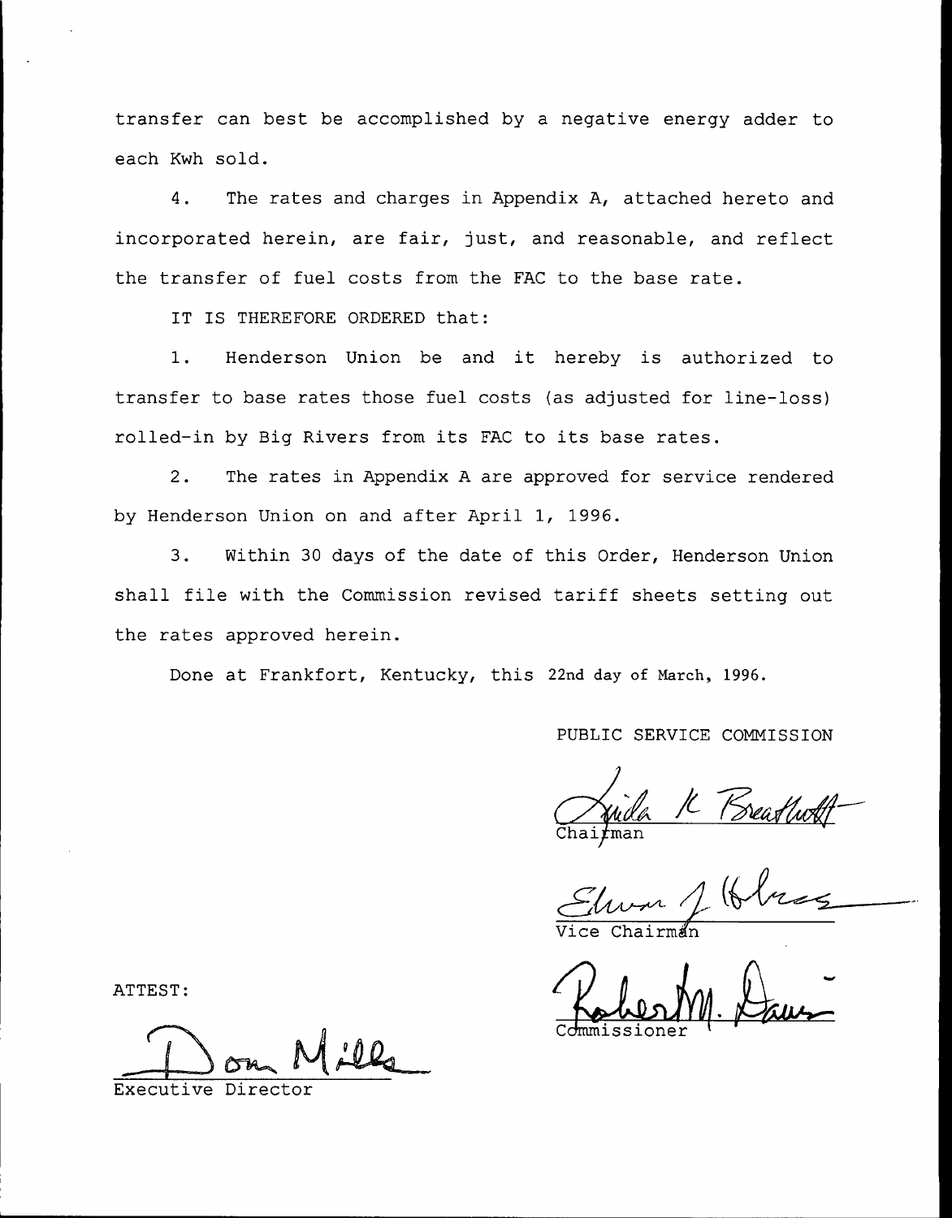transfer can best be accomplished by a negative energy adder to each Kwh sold.

4. The rates and charges in Appendix A, attached hereto and incorporated herein, are fair, just, and reasonable, and reflect the transfer of fuel costs from the FAC to the base rate.

IT IS THEREFORE ORDERED that:

1. Henderson Union be and it hereby is authorized to transfer to base rates those fuel costs (as adjusted for line-loss) rolled-in by Big Rivers from its FAC to its base rates.

2. The rates in Appendix A are approved for service rendered by Henderson Union on and after April 1, 1996.

3. Within 30 days of the date of this Order, Henderson Union shall file with the Commission revised tariff sheets setting out the rates approved herein.

Done at Frankfort, Kentucky, this 22nd day of March, 1996.

PUBLIC SERVICE COMMISSION

Linda K Breathitt
Chairman

Edward J Holmes
Vice Chairman

Robert M. Davis
Commissioner

ATTEST:

Don Mills
Executive Director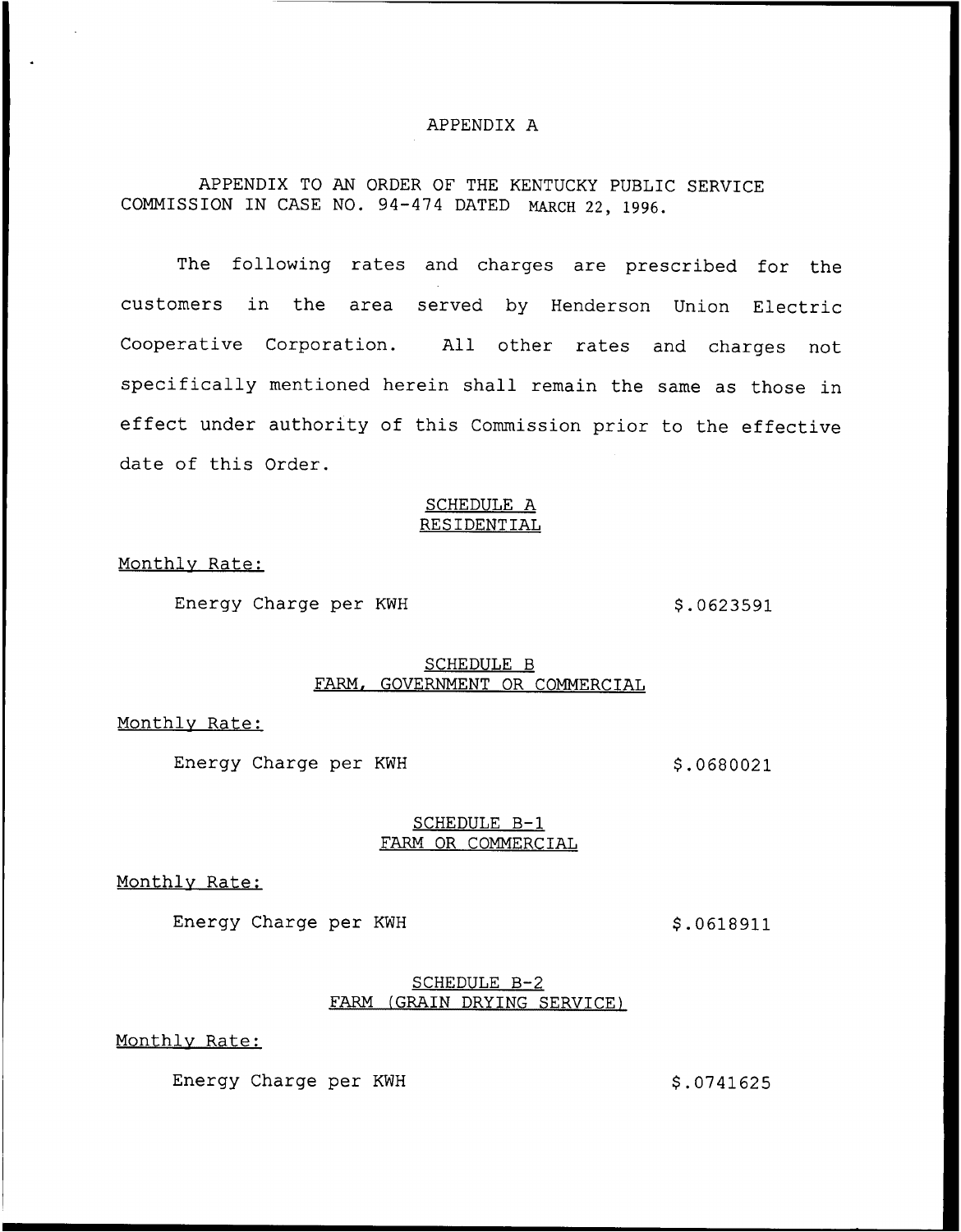# APPENDIX A

APPENDIX TO AN ORDER OF THE KENTUCKY PUBLIC SERVICE COMMISSION IN CASE NO. 94-474 DATED MARCH 22, 1996.

The following rates and charges are prescribed for the customers in the area served by Henderson Union Electric Cooperative Corporation. All other rates and charges not specifically mentioned herein shall remain the same as those in effect under authority of this Commission prior to the effective date of this Order.

## SCHEDULE A
## RESIDENTIAL

Monthly Rate:

| | |
|---|---|
| Energy Charge per KWH | $.0623591 |

## SCHEDULE B
## FARM, GOVERNMENT OR COMMERCIAL

Monthly Rate:

| | |
|---|---|
| Energy Charge per KWH | $.0680021 |

## SCHEDULE B-1
## FARM OR COMMERCIAL

Monthly Rate:

| | |
|---|---|
| Energy Charge per KWH | $.0618911 |

## SCHEDULE B-2
## FARM (GRAIN DRYING SERVICE)

Monthly Rate:

| | |
|---|---|
| Energy Charge per KWH | $.0741625 |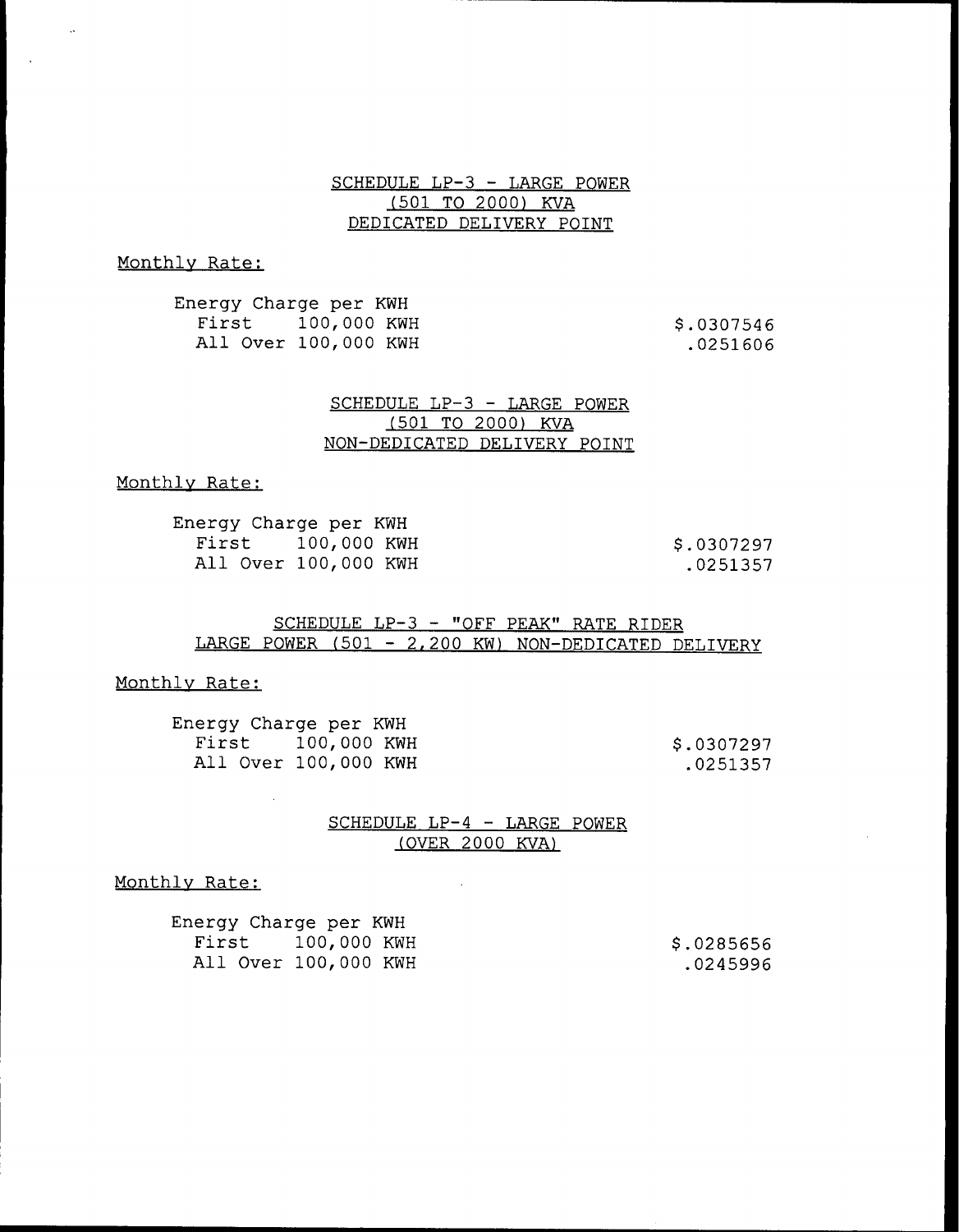## SCHEDULE LP-3 - LARGE POWER (501 TO 2000) KVA DEDICATED DELIVERY POINT

Monthly Rate:

| Energy Charge per KWH | |
|---|---|
| First 100,000 KWH | $.0307546 |
| All Over 100,000 KWH | .0251606 |

## SCHEDULE LP-3 - LARGE POWER (501 TO 2000) KVA NON-DEDICATED DELIVERY POINT

Monthly Rate:

| Energy Charge per KWH | |
|---|---|
| First 100,000 KWH | $.0307297 |
| All Over 100,000 KWH | .0251357 |

## SCHEDULE LP-3 - "OFF PEAK" RATE RIDER LARGE POWER (501 - 2,200 KW) NON-DEDICATED DELIVERY

Monthly Rate:

| Energy Charge per KWH | |
|---|---|
| First 100,000 KWH | $.0307297 |
| All Over 100,000 KWH | .0251357 |

## SCHEDULE LP-4 - LARGE POWER (OVER 2000 KVA)

Monthly Rate:

| Energy Charge per KWH | |
|---|---|
| First 100,000 KWH | $.0285656 |
| All Over 100,000 KWH | .0245996 |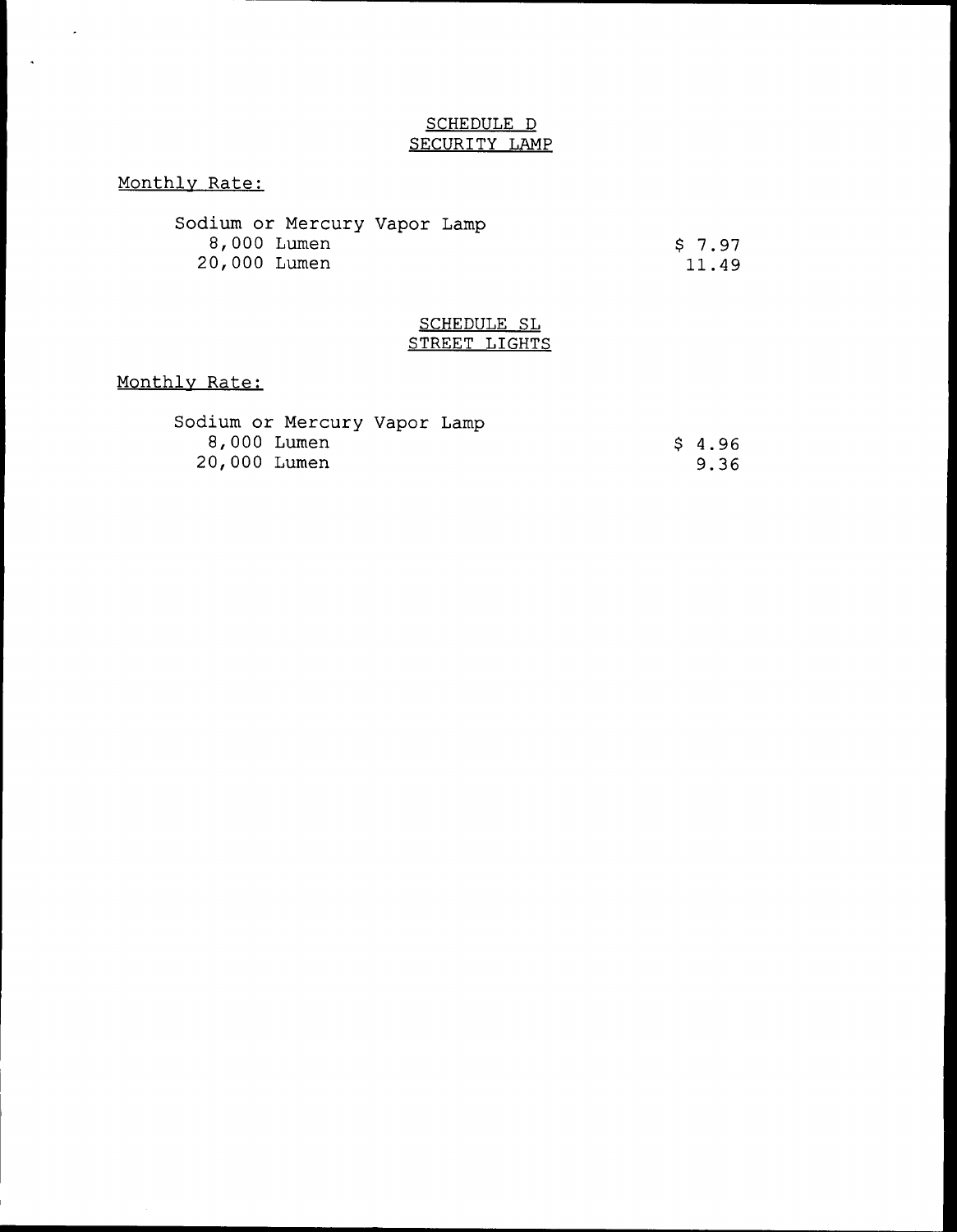## SCHEDULE D
## SECURITY LAMP

Monthly Rate:

| | |
|---|---|
| Sodium or Mercury Vapor Lamp | |
| 8,000 Lumen | $ 7.97 |
| 20,000 Lumen | 11.49 |

## SCHEDULE SL
## STREET LIGHTS

Monthly Rate:

| | |
|---|---|
| Sodium or Mercury Vapor Lamp | |
| 8,000 Lumen | $ 4.96 |
| 20,000 Lumen | 9.36 |